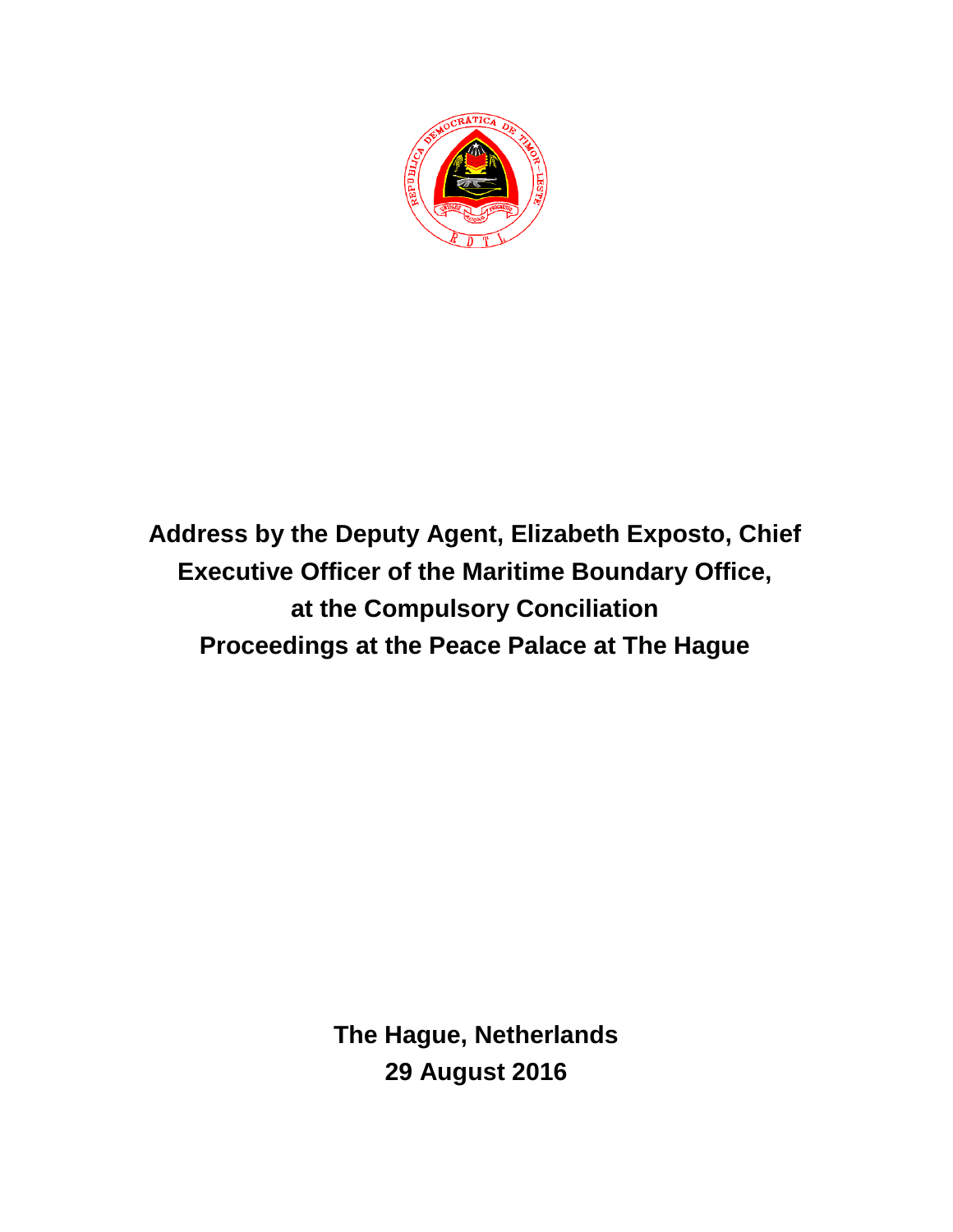# Address by the Deputy Agent, Elizabeth Exposto, Chief Executive Officer of the Maritime Boundary Office, at the Compulsory Conciliation Proceedings at the Peace Palace at The Hague

**The Hague, Netherlands**
**29 August 2016**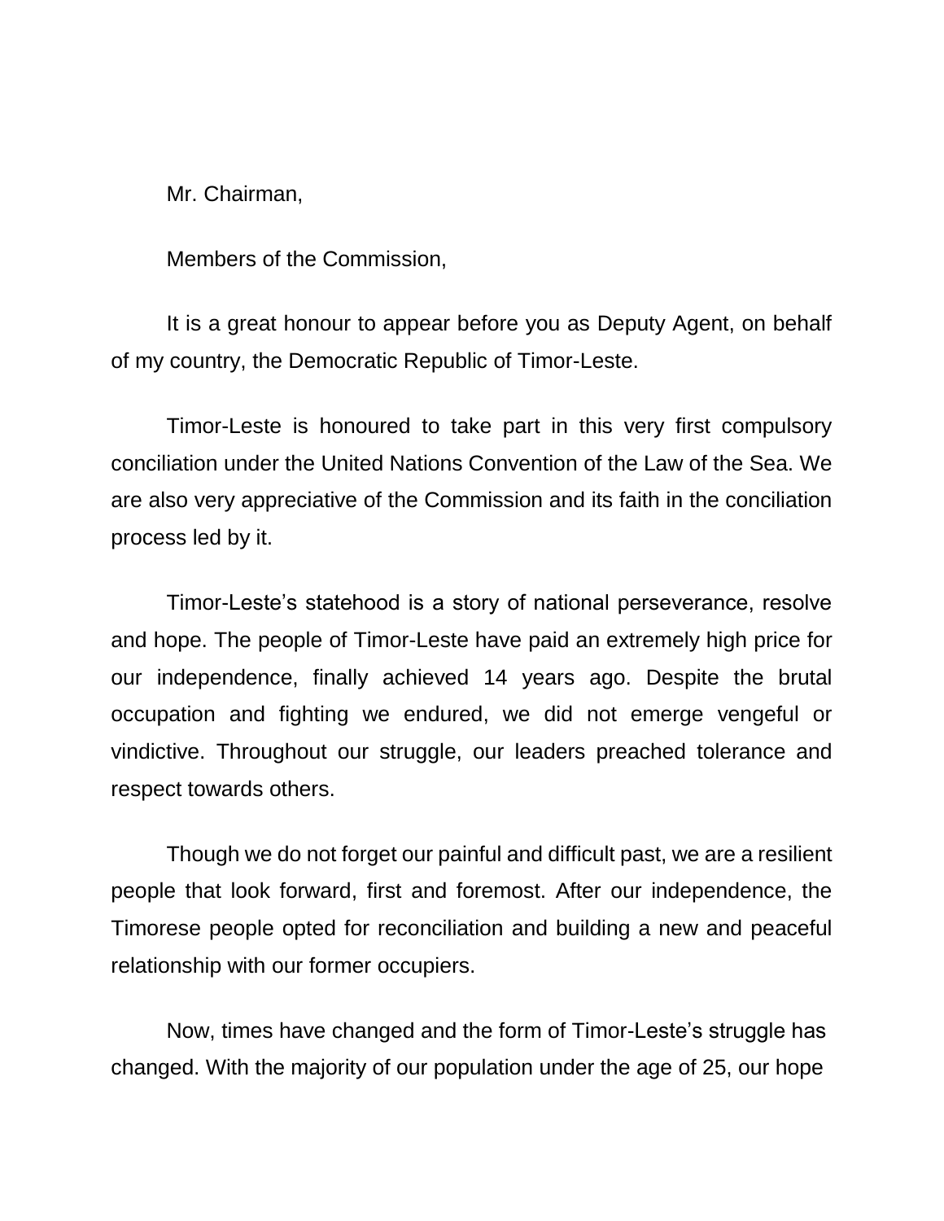Mr. Chairman,

Members of the Commission,

It is a great honour to appear before you as Deputy Agent, on behalf of my country, the Democratic Republic of Timor-Leste.

Timor-Leste is honoured to take part in this very first compulsory conciliation under the United Nations Convention of the Law of the Sea. We are also very appreciative of the Commission and its faith in the conciliation process led by it.

Timor-Leste's statehood is a story of national perseverance, resolve and hope. The people of Timor-Leste have paid an extremely high price for our independence, finally achieved 14 years ago. Despite the brutal occupation and fighting we endured, we did not emerge vengeful or vindictive. Throughout our struggle, our leaders preached tolerance and respect towards others.

Though we do not forget our painful and difficult past, we are a resilient people that look forward, first and foremost. After our independence, the Timorese people opted for reconciliation and building a new and peaceful relationship with our former occupiers.

Now, times have changed and the form of Timor-Leste's struggle has changed. With the majority of our population under the age of 25, our hope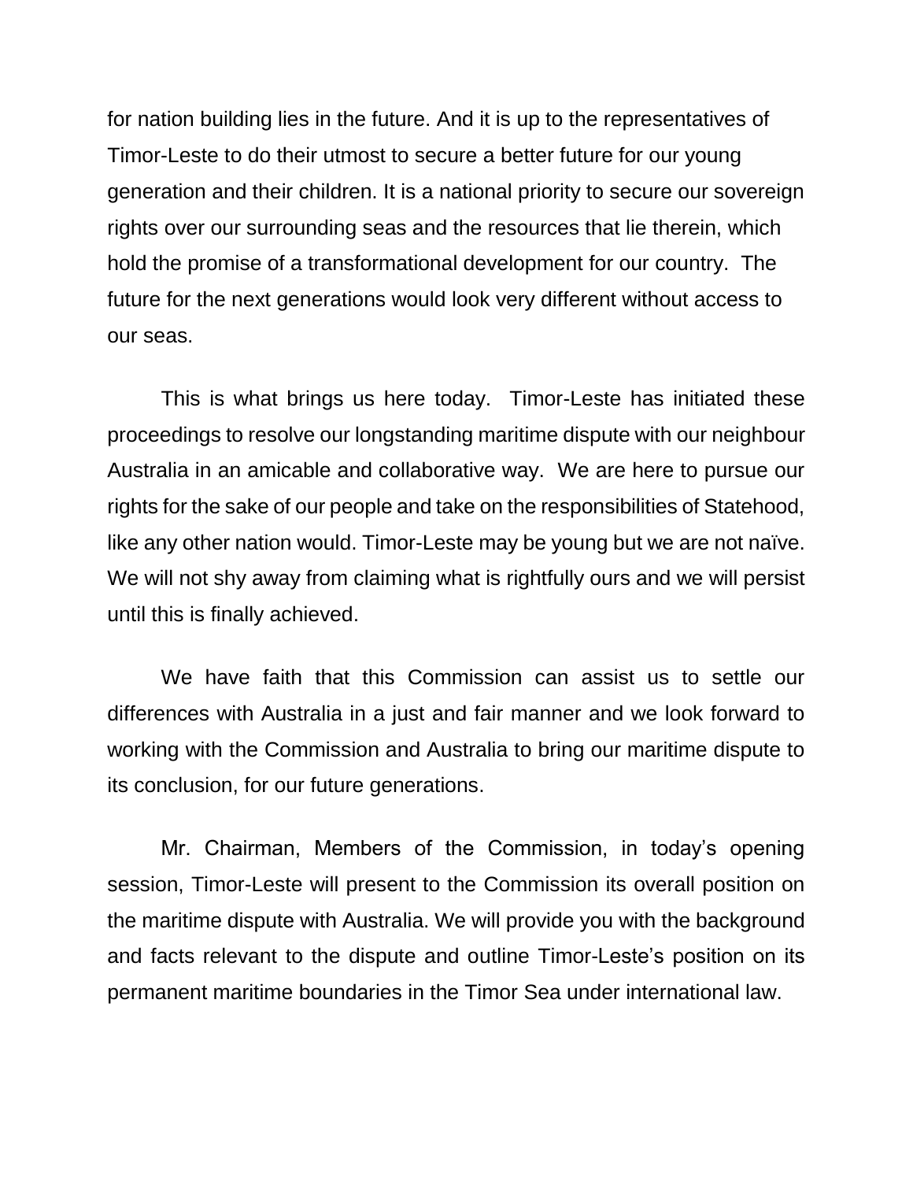for nation building lies in the future. And it is up to the representatives of Timor-Leste to do their utmost to secure a better future for our young generation and their children. It is a national priority to secure our sovereign rights over our surrounding seas and the resources that lie therein, which hold the promise of a transformational development for our country. The future for the next generations would look very different without access to our seas.

This is what brings us here today. Timor-Leste has initiated these proceedings to resolve our longstanding maritime dispute with our neighbour Australia in an amicable and collaborative way. We are here to pursue our rights for the sake of our people and take on the responsibilities of Statehood, like any other nation would. Timor-Leste may be young but we are not naïve. We will not shy away from claiming what is rightfully ours and we will persist until this is finally achieved.

We have faith that this Commission can assist us to settle our differences with Australia in a just and fair manner and we look forward to working with the Commission and Australia to bring our maritime dispute to its conclusion, for our future generations.

Mr. Chairman, Members of the Commission, in today's opening session, Timor-Leste will present to the Commission its overall position on the maritime dispute with Australia. We will provide you with the background and facts relevant to the dispute and outline Timor-Leste's position on its permanent maritime boundaries in the Timor Sea under international law.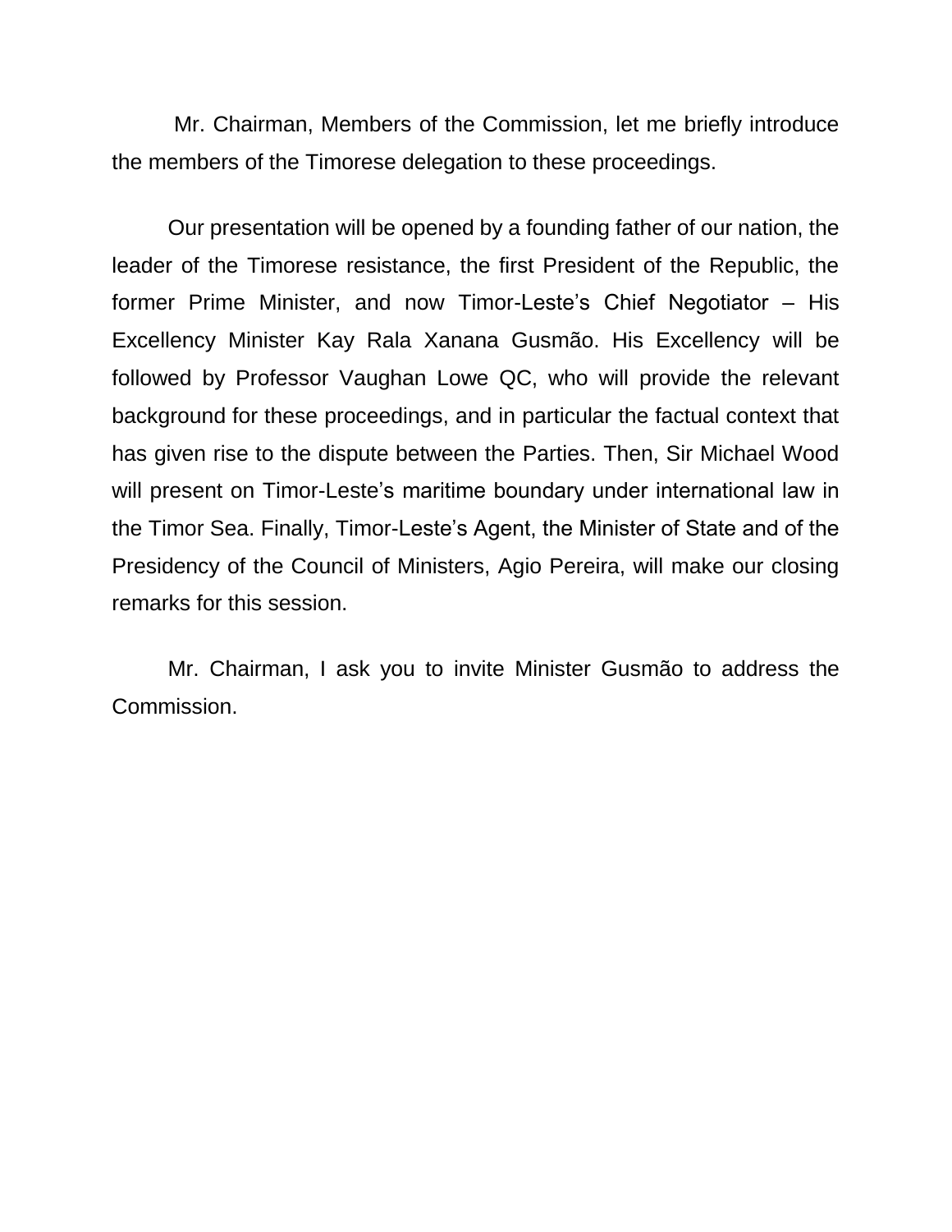Mr. Chairman, Members of the Commission, let me briefly introduce the members of the Timorese delegation to these proceedings.

Our presentation will be opened by a founding father of our nation, the leader of the Timorese resistance, the first President of the Republic, the former Prime Minister, and now Timor-Leste's Chief Negotiator – His Excellency Minister Kay Rala Xanana Gusmão. His Excellency will be followed by Professor Vaughan Lowe QC, who will provide the relevant background for these proceedings, and in particular the factual context that has given rise to the dispute between the Parties. Then, Sir Michael Wood will present on Timor-Leste's maritime boundary under international law in the Timor Sea. Finally, Timor-Leste's Agent, the Minister of State and of the Presidency of the Council of Ministers, Agio Pereira, will make our closing remarks for this session.

Mr. Chairman, I ask you to invite Minister Gusmão to address the Commission.